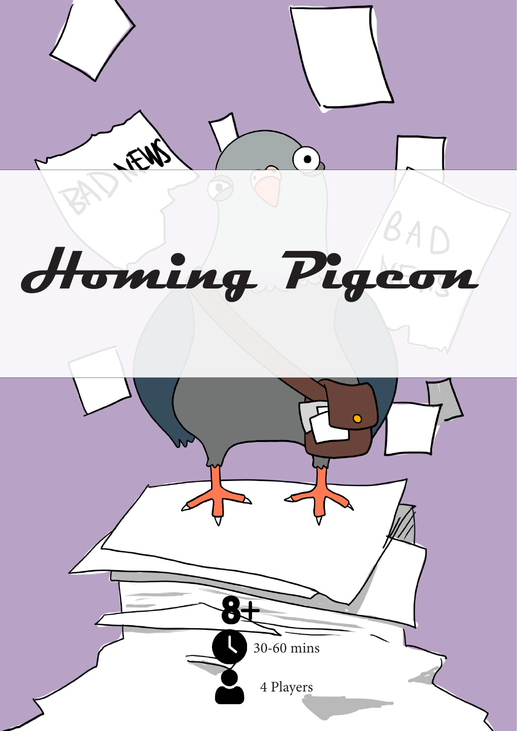# Homing Pigeon

8+

30-60 mins

4 Players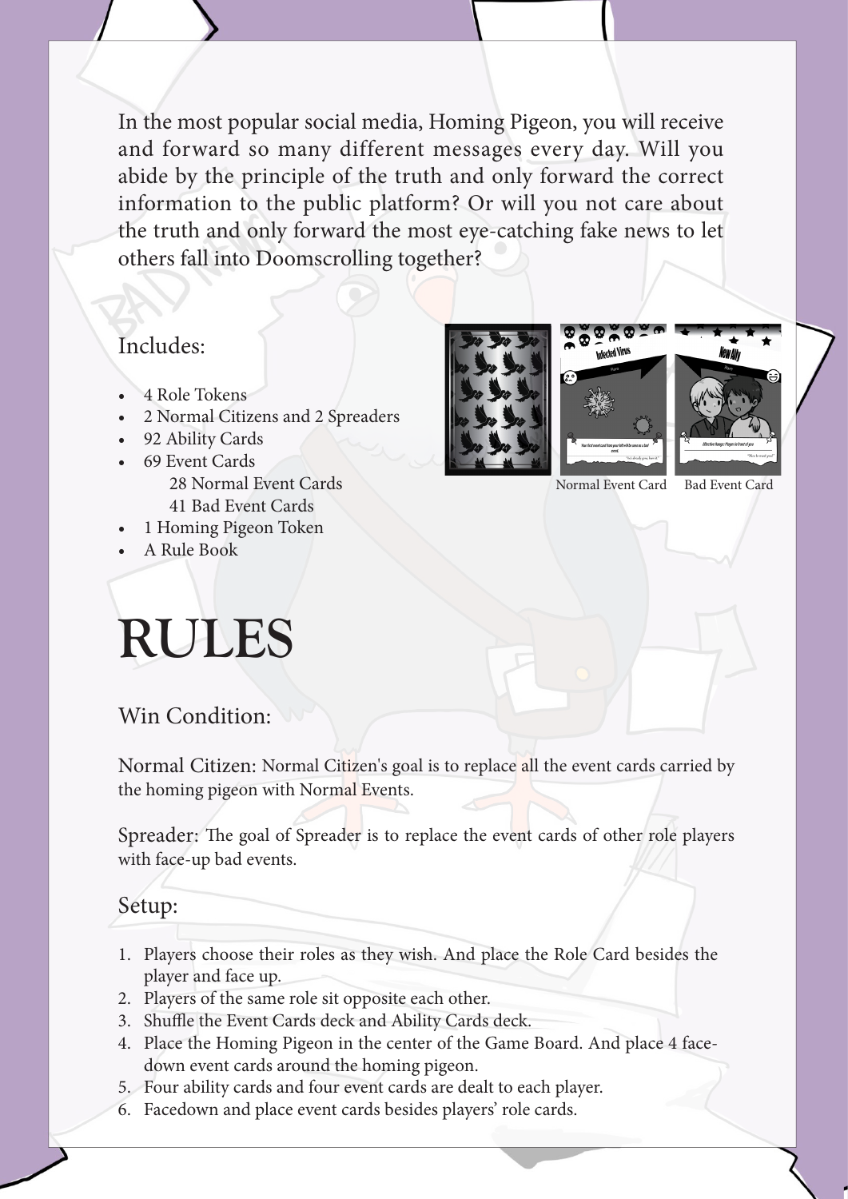In the most popular social media, Homing Pigeon, you will receive and forward so many different messages every day. Will you abide by the principle of the truth and only forward the correct information to the public platform? Or will you not care about the truth and only forward the most eye-catching fake news to let others fall into Doomscrolling together?

## Includes:

- 4 Role Tokens
- 2 Normal Citizens and 2 Spreaders
- 92 Ability Cards
- 69 Event Cards
  - 28 Normal Event Cards
  - 41 Bad Event Cards
- 1 Homing Pigeon Token
- A Rule Book

Normal Event Card Bad Event Card

# RULES

## Win Condition:

Normal Citizen: Normal Citizen's goal is to replace all the event cards carried by the homing pigeon with Normal Events.

Spreader: The goal of Spreader is to replace the event cards of other role players with face-up bad events.

## Setup:

1. Players choose their roles as they wish. And place the Role Card besides the player and face up.
2. Players of the same role sit opposite each other.
3. Shuffle the Event Cards deck and Ability Cards deck.
4. Place the Homing Pigeon in the center of the Game Board. And place 4 face-down event cards around the homing pigeon.
5. Four ability cards and four event cards are dealt to each player.
6. Facedown and place event cards besides players' role cards.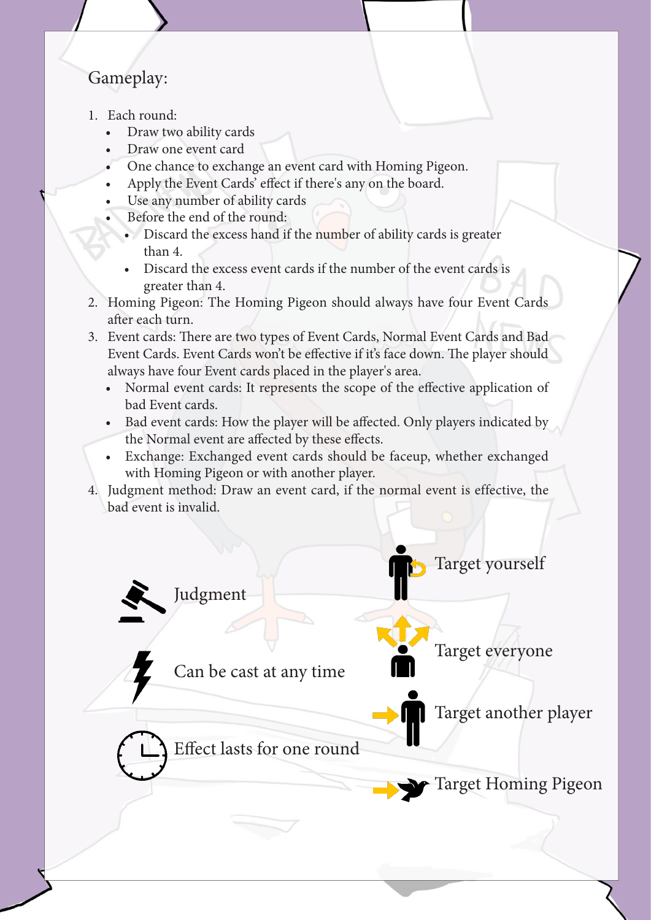## Gameplay:

1. Each round:
   - Draw two ability cards
   - Draw one event card
   - One chance to exchange an event card with Homing Pigeon.
   - Apply the Event Cards' effect if there's any on the board.
   - Use any number of ability cards
   - Before the end of the round:
     - Discard the excess hand if the number of ability cards is greater than 4.
     - Discard the excess event cards if the number of the event cards is greater than 4.
2. Homing Pigeon: The Homing Pigeon should always have four Event Cards after each turn.
3. Event cards: There are two types of Event Cards, Normal Event Cards and Bad Event Cards. Event Cards won't be effective if it's face down. The player should always have four Event cards placed in the player's area.
   - Normal event cards: It represents the scope of the effective application of bad Event cards.
   - Bad event cards: How the player will be affected. Only players indicated by the Normal event are affected by these effects.
   - Exchange: Exchanged event cards should be faceup, whether exchanged with Homing Pigeon or with another player.
4. Judgment method: Draw an event card, if the normal event is effective, the bad event is invalid.

Judgment

Can be cast at any time

Effect lasts for one round

Target yourself

Target everyone

Target another player

Target Homing Pigeon